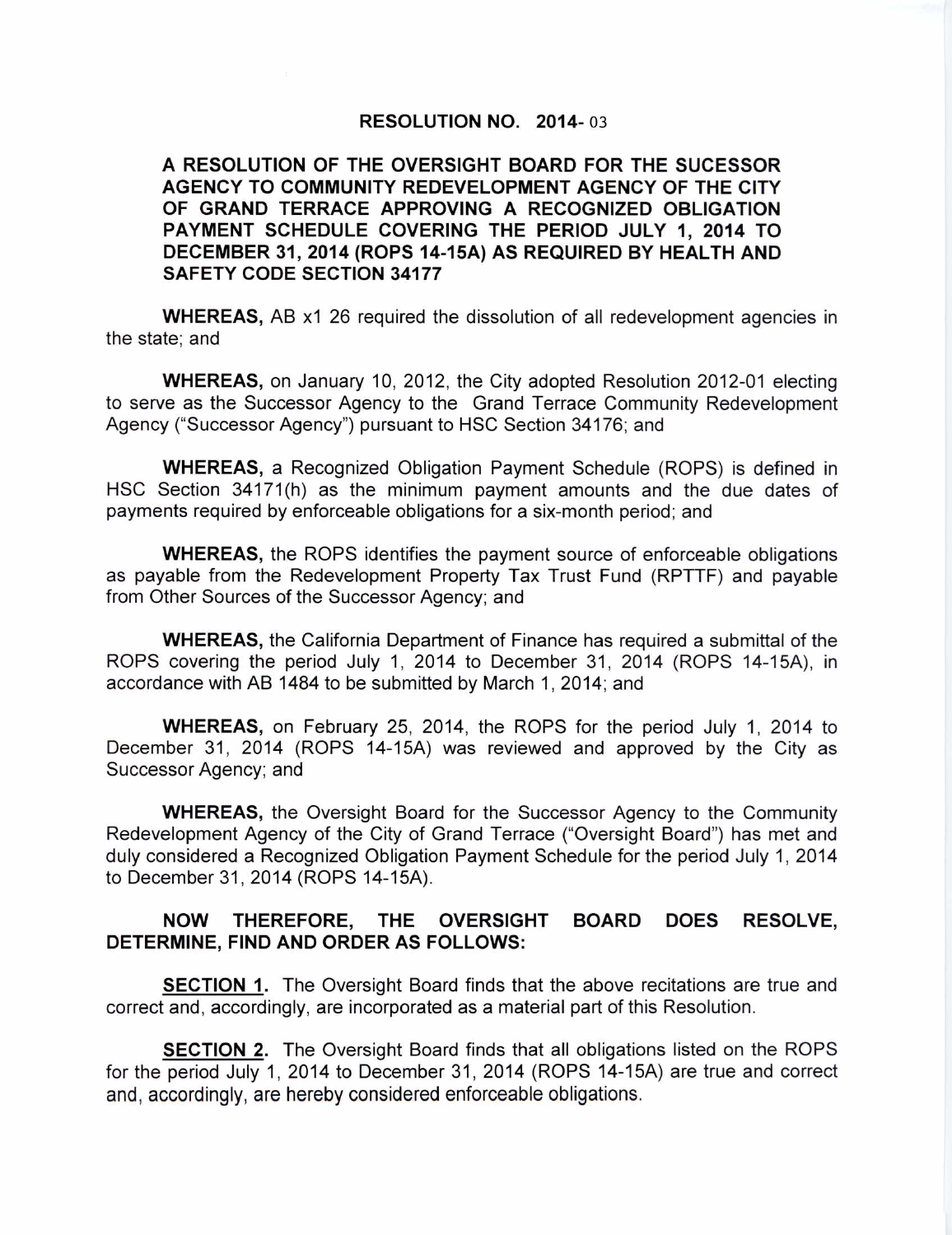# RESOLUTION NO. 2014-03

**A RESOLUTION OF THE OVERSIGHT BOARD FOR THE SUCESSOR AGENCY TO COMMUNITY REDEVELOPMENT AGENCY OF THE CITY OF GRAND TERRACE APPROVING A RECOGNIZED OBLIGATION PAYMENT SCHEDULE COVERING THE PERIOD JULY 1, 2014 TO DECEMBER 31, 2014 (ROPS 14-15A) AS REQUIRED BY HEALTH AND SAFETY CODE SECTION 34177**

**WHEREAS,** AB x1 26 required the dissolution of all redevelopment agencies in the state; and

**WHEREAS,** on January 10, 2012, the City adopted Resolution 2012-01 electing to serve as the Successor Agency to the Grand Terrace Community Redevelopment Agency ("Successor Agency") pursuant to HSC Section 34176; and

**WHEREAS,** a Recognized Obligation Payment Schedule (ROPS) is defined in HSC Section 34171(h) as the minimum payment amounts and the due dates of payments required by enforceable obligations for a six-month period; and

**WHEREAS,** the ROPS identifies the payment source of enforceable obligations as payable from the Redevelopment Property Tax Trust Fund (RPTTF) and payable from Other Sources of the Successor Agency; and

**WHEREAS,** the California Department of Finance has required a submittal of the ROPS covering the period July 1, 2014 to December 31, 2014 (ROPS 14-15A), in accordance with AB 1484 to be submitted by March 1, 2014; and

**WHEREAS,** on February 25, 2014, the ROPS for the period July 1, 2014 to December 31, 2014 (ROPS 14-15A) was reviewed and approved by the City as Successor Agency; and

**WHEREAS,** the Oversight Board for the Successor Agency to the Community Redevelopment Agency of the City of Grand Terrace ("Oversight Board") has met and duly considered a Recognized Obligation Payment Schedule for the period July 1, 2014 to December 31, 2014 (ROPS 14-15A).

**NOW THEREFORE, THE OVERSIGHT BOARD DOES RESOLVE, DETERMINE, FIND AND ORDER AS FOLLOWS:**

**SECTION 1.** The Oversight Board finds that the above recitations are true and correct and, accordingly, are incorporated as a material part of this Resolution.

**SECTION 2.** The Oversight Board finds that all obligations listed on the ROPS for the period July 1, 2014 to December 31, 2014 (ROPS 14-15A) are true and correct and, accordingly, are hereby considered enforceable obligations.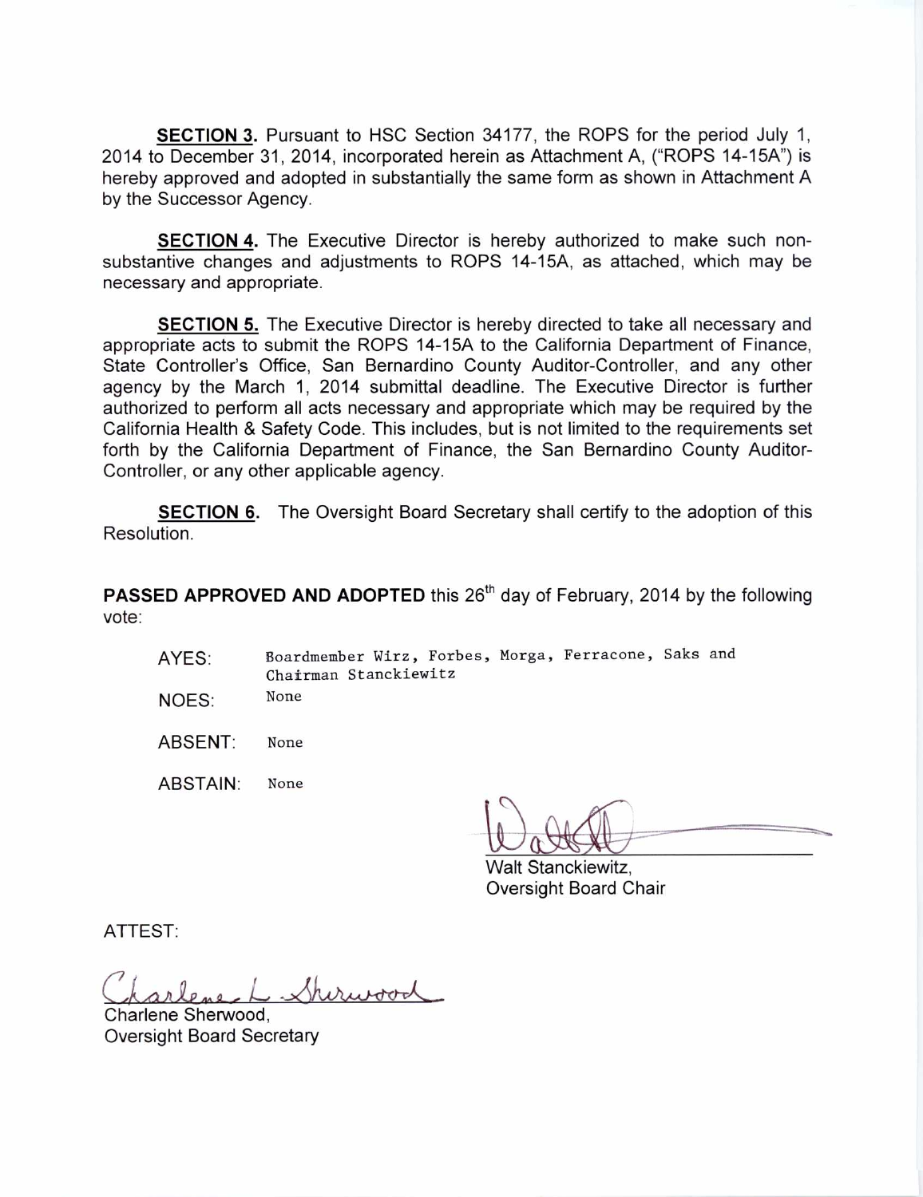**SECTION 3.** Pursuant to HSC Section 34177, the ROPS for the period July 1, 2014 to December 31, 2014, incorporated herein as Attachment A, ("ROPS 14-15A") is hereby approved and adopted in substantially the same form as shown in Attachment A by the Successor Agency.

**SECTION 4.** The Executive Director is hereby authorized to make such non-substantive changes and adjustments to ROPS 14-15A, as attached, which may be necessary and appropriate.

**SECTION 5.** The Executive Director is hereby directed to take all necessary and appropriate acts to submit the ROPS 14-15A to the California Department of Finance, State Controller's Office, San Bernardino County Auditor-Controller, and any other agency by the March 1, 2014 submittal deadline. The Executive Director is further authorized to perform all acts necessary and appropriate which may be required by the California Health & Safety Code. This includes, but is not limited to the requirements set forth by the California Department of Finance, the San Bernardino County Auditor-Controller, or any other applicable agency.

**SECTION 6.** The Oversight Board Secretary shall certify to the adoption of this Resolution.

**PASSED APPROVED AND ADOPTED** this 26th day of February, 2014 by the following vote:

AYES: Boardmember Wirz, Forbes, Morga, Ferracone, Saks and Chairman Stanckiewitz

NOES: None

ABSENT: None

ABSTAIN: None

Walt Stanckiewitz,
Oversight Board Chair

ATTEST:

Charlene Sherwood,
Oversight Board Secretary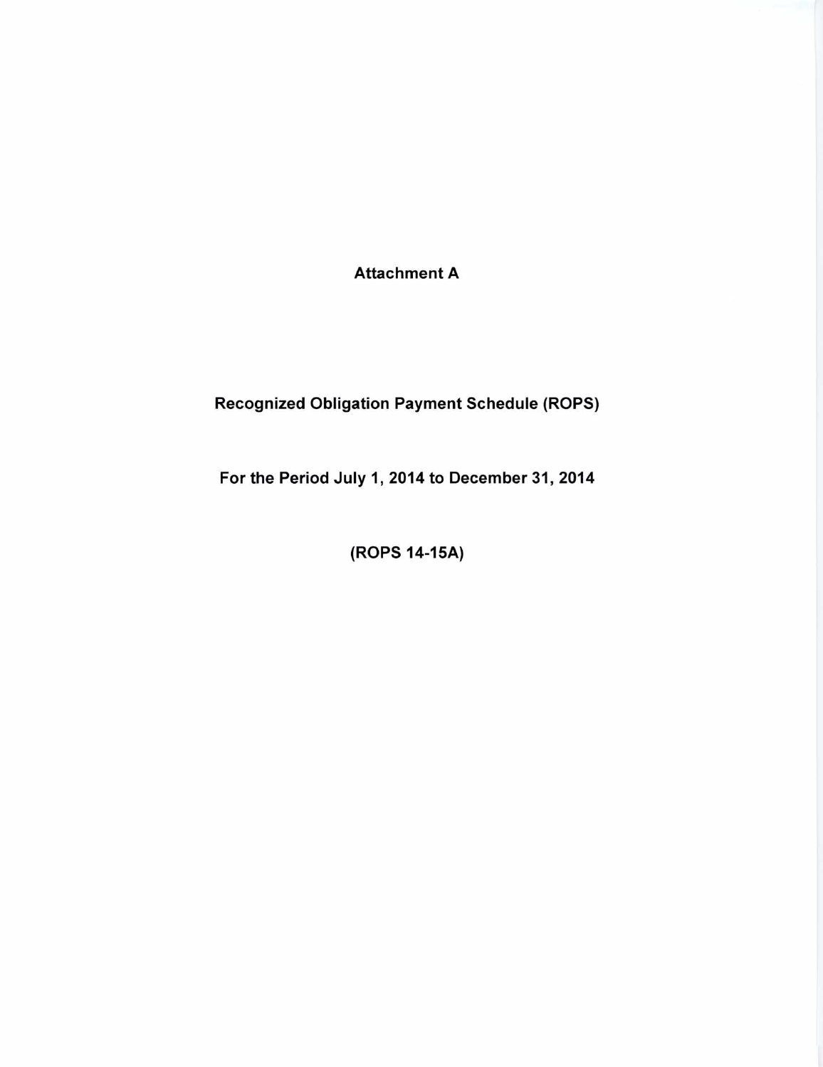# Attachment A

## Recognized Obligation Payment Schedule (ROPS)

## For the Period July 1, 2014 to December 31, 2014

## (ROPS 14-15A)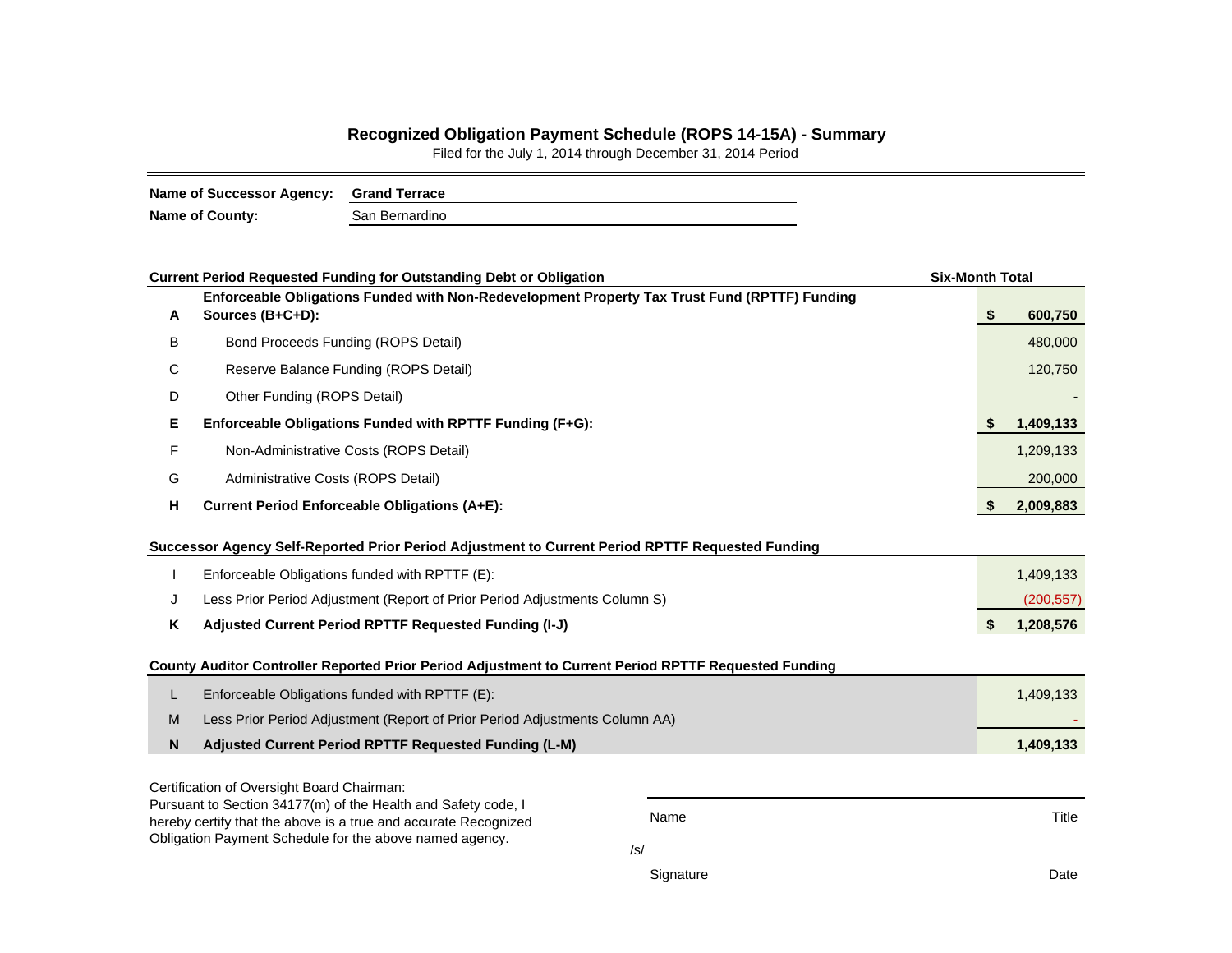# Recognized Obligation Payment Schedule (ROPS 14-15A) - Summary

Filed for the July 1, 2014 through December 31, 2014 Period

**Name of Successor Agency:** **Grand Terrace**
**Name of County:** San Bernardino

| | **Current Period Requested Funding for Outstanding Debt or Obligation** | **Six-Month Total** |
|---|---|---|
| **A** | **Enforceable Obligations Funded with Non-Redevelopment Property Tax Trust Fund (RPTTF) Funding Sources (B+C+D):** | **$ 600,750** |
| B | Bond Proceeds Funding (ROPS Detail) | 480,000 |
| C | Reserve Balance Funding (ROPS Detail) | 120,750 |
| D | Other Funding (ROPS Detail) | - |
| **E** | **Enforceable Obligations Funded with RPTTF Funding (F+G):** | **$ 1,409,133** |
| F | Non-Administrative Costs (ROPS Detail) | 1,209,133 |
| G | Administrative Costs (ROPS Detail) | 200,000 |
| **H** | **Current Period Enforceable Obligations (A+E):** | **$ 2,009,883** |

| | **Successor Agency Self-Reported Prior Period Adjustment to Current Period RPTTF Requested Funding** | |
|---|---|---|
| I | Enforceable Obligations funded with RPTTF (E): | 1,409,133 |
| J | Less Prior Period Adjustment (Report of Prior Period Adjustments Column S) | (200,557) |
| **K** | **Adjusted Current Period RPTTF Requested Funding (I-J)** | **$ 1,208,576** |

| | **County Auditor Controller Reported Prior Period Adjustment to Current Period RPTTF Requested Funding** | |
|---|---|---|
| L | Enforceable Obligations funded with RPTTF (E): | 1,409,133 |
| M | Less Prior Period Adjustment (Report of Prior Period Adjustments Column AA) | - |
| **N** | **Adjusted Current Period RPTTF Requested Funding (L-M)** | **1,409,133** |

Certification of Oversight Board Chairman:
Pursuant to Section 34177(m) of the Health and Safety code, I hereby certify that the above is a true and accurate Recognized Obligation Payment Schedule for the above named agency.

| Name | Title |
|---|---|
| /s/ | |
| Signature | Date |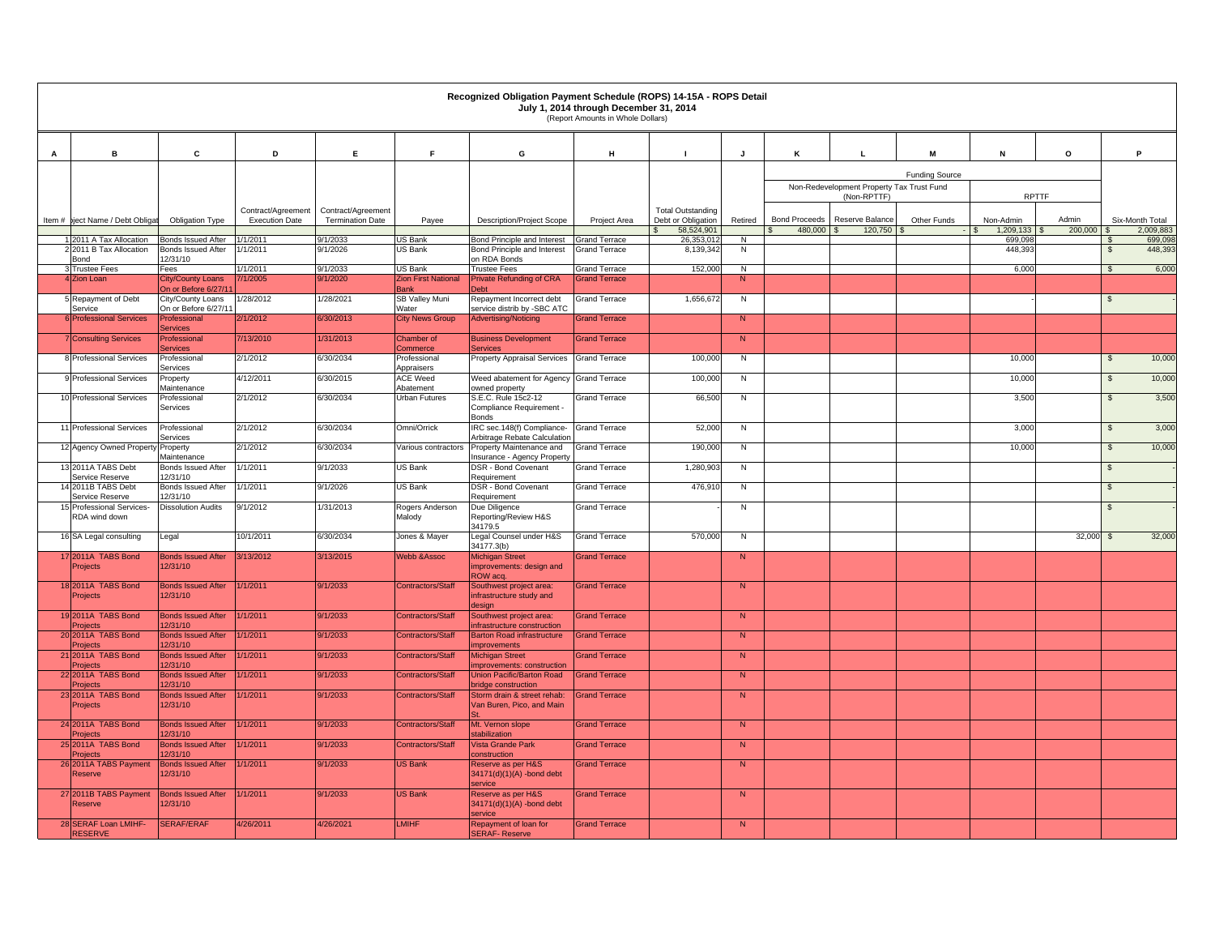# Recognized Obligation Payment Schedule (ROPS) 14-15A - ROPS Detail

**July 1, 2014 through December 31, 2014**

(Report Amounts in Whole Dollars)

| A | B | C | D | E | F | G | H | I | J | K | L | M | N | O | P |
|---|---|---|---|---|---|---|---|---|---|---|---|---|---|---|---|
| | | | | | | | | | | Funding Source | | | | | |
| | | | | | | | | | | Non-Redevelopment Property Tax Trust Fund (Non-RPTTF) | | | RPTTF | | |
| Item # | Project Name / Debt Obligation | Obligation Type | Contract/Agreement Execution Date | Contract/Agreement Termination Date | Payee | Description/Project Scope | Project Area | Total Outstanding Debt or Obligation | Retired | Bond Proceeds | Reserve Balance | Other Funds | Non-Admin | Admin | Six-Month Total |
| | | | | | | | | $ 58,524,901 | | $ 480,000 | $ 120,750 | $ - | $ 1,209,133 | $ 200,000 | $ 2,009,883 |
| 1 | 2011 A Tax Allocation | Bonds Issued After | 1/1/2011 | 9/1/2033 | US Bank | Bond Principle and Interest | Grand Terrace | 26,353,012 | N | | | | 699,098 | | $ 699,098 |
| 2 | 2011 B Tax Allocation Bond | Bonds Issued After 12/31/10 | 1/1/2011 | 9/1/2026 | US Bank | Bond Principle and Interest on RDA Bonds | Grand Terrace | 8,139,342 | N | | | | 448,393 | | $ 448,393 |
| 3 | Trustee Fees | Fees | 1/1/2011 | 9/1/2033 | US Bank | Trustee Fees | Grand Terrace | 152,000 | N | | | | 6,000 | | $ 6,000 |
| 4 | Zion Loan | City/County Loans On or Before 6/27/11 | 7/1/2005 | 9/1/2020 | Zion First National Bank | Private Refunding of CRA Debt | Grand Terrace | | N | | | | | | |
| 5 | Repayment of Debt Service | City/County Loans On or Before 6/27/11 | 1/28/2012 | 1/28/2021 | SB Valley Muni Water | Repayment Incorrect debt service distrib by -SBC ATC | Grand Terrace | 1,656,672 | N | | | | - | | $ - |
| 6 | Professional Services | Professional Services | 2/1/2012 | 6/30/2013 | City News Group | Advertising/Noticing | Grand Terrace | | N | | | | | | |
| 7 | Consulting Services | Professional Services | 7/13/2010 | 1/31/2013 | Chamber of Commerce | Business Development Services | Grand Terrace | | N | | | | | | |
| 8 | Professional Services | Professional Services | 2/1/2012 | 6/30/2034 | Professional Appraisers | Property Appraisal Services | Grand Terrace | 100,000 | N | | | | 10,000 | | $ 10,000 |
| 9 | Professional Services | Property Maintenance | 4/12/2011 | 6/30/2015 | ACE Weed Abatement | Weed abatement for Agency owned property | Grand Terrace | 100,000 | N | | | | 10,000 | | $ 10,000 |
| 10 | Professional Services | Professional Services | 2/1/2012 | 6/30/2034 | Urban Futures | S.E.C. Rule 15c2-12 Compliance Requirement - Bonds | Grand Terrace | 66,500 | N | | | | 3,500 | | $ 3,500 |
| 11 | Professional Services | Professional Services | 2/1/2012 | 6/30/2034 | Omni/Orrick | IRC sec.148(f) Compliance-Arbitrage Rebate Calculation | Grand Terrace | 52,000 | N | | | | 3,000 | | $ 3,000 |
| 12 | Agency Owned Property | Property Maintenance | 2/1/2012 | 6/30/2034 | Various contractors | Property Maintenance and Insurance - Agency Property | Grand Terrace | 190,000 | N | | | | 10,000 | | $ 10,000 |
| 13 | 2011A TABS Debt Service Reserve | Bonds Issued After 12/31/10 | 1/1/2011 | 9/1/2033 | US Bank | DSR - Bond Covenant Requirement | Grand Terrace | 1,280,903 | N | | | | | | $ - |
| 14 | 2011B TABS Debt Service Reserve | Bonds Issued After 12/31/10 | 1/1/2011 | 9/1/2026 | US Bank | DSR - Bond Covenant Requirement | Grand Terrace | 476,910 | N | | | | | | $ - |
| 15 | Professional Services-RDA wind down | Dissolution Audits | 9/1/2012 | 1/31/2013 | Rogers Anderson Malody | Due Diligence Reporting/Review H&S 34179.5 | Grand Terrace | - | N | | | | | | $ - |
| 16 | SA Legal consulting | Legal | 10/1/2011 | 6/30/2034 | Jones & Mayer | Legal Counsel under H&S 34177.3(b) | Grand Terrace | 570,000 | N | | | | | 32,000 | $ 32,000 |
| 17 | 2011A TABS Bond Projects | Bonds Issued After 12/31/10 | 3/13/2012 | 3/13/2015 | Webb &Assoc | Michigan Street improvements: design and ROW acq. | Grand Terrace | | N | | | | | | |
| 18 | 2011A TABS Bond Projects | Bonds Issued After 12/31/10 | 1/1/2011 | 9/1/2033 | Contractors/Staff | Southwest project area: infrastructure study and design | Grand Terrace | | N | | | | | | |
| 19 | 2011A TABS Bond Projects | Bonds Issued After 12/31/10 | 1/1/2011 | 9/1/2033 | Contractors/Staff | Southwest project area: infrastructure construction | Grand Terrace | | N | | | | | | |
| 20 | 2011A TABS Bond Projects | Bonds Issued After 12/31/10 | 1/1/2011 | 9/1/2033 | Contractors/Staff | Barton Road infrastructure improvements | Grand Terrace | | N | | | | | | |
| 21 | 2011A TABS Bond Projects | Bonds Issued After 12/31/10 | 1/1/2011 | 9/1/2033 | Contractors/Staff | Michigan Street improvements: construction | Grand Terrace | | N | | | | | | |
| 22 | 2011A TABS Bond Projects | Bonds Issued After 12/31/10 | 1/1/2011 | 9/1/2033 | Contractors/Staff | Union Pacific/Barton Road bridge construction | Grand Terrace | | N | | | | | | |
| 23 | 2011A TABS Bond Projects | Bonds Issued After 12/31/10 | 1/1/2011 | 9/1/2033 | Contractors/Staff | Storm drain & street rehab: Van Buren, Pico, and Main St. | Grand Terrace | | N | | | | | | |
| 24 | 2011A TABS Bond Projects | Bonds Issued After 12/31/10 | 1/1/2011 | 9/1/2033 | Contractors/Staff | Mt. Vernon slope stabilization | Grand Terrace | | N | | | | | | |
| 25 | 2011A TABS Bond Projects | Bonds Issued After 12/31/10 | 1/1/2011 | 9/1/2033 | Contractors/Staff | Vista Grande Park construction | Grand Terrace | | N | | | | | | |
| 26 | 2011A TABS Payment Reserve | Bonds Issued After 12/31/10 | 1/1/2011 | 9/1/2033 | US Bank | Reserve as per H&S 34171(d)(1)(A) -bond debt service | Grand Terrace | | N | | | | | | |
| 27 | 2011B TABS Payment Reserve | Bonds Issued After 12/31/10 | 1/1/2011 | 9/1/2033 | US Bank | Reserve as per H&S 34171(d)(1)(A) -bond debt service | Grand Terrace | | N | | | | | | |
| 28 | SERAF Loan LMIHF-RESERVE | SERAF/ERAF | 4/26/2011 | 4/26/2021 | LMIHF | Repayment of loan for SERAF- Reserve | Grand Terrace | | N | | | | | | |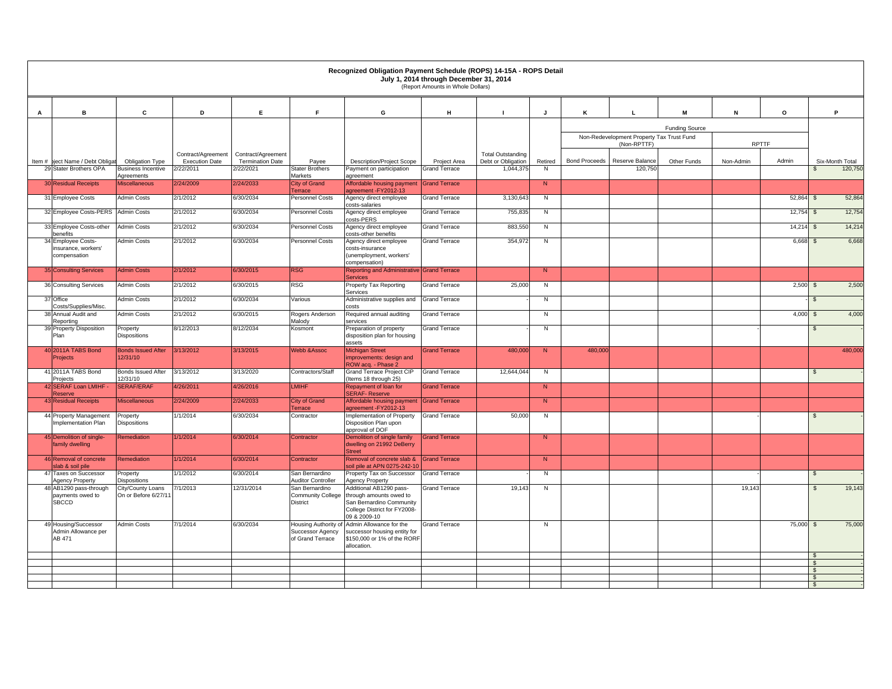# Recognized Obligation Payment Schedule (ROPS) 14-15A - ROPS Detail

July 1, 2014 through December 31, 2014

(Report Amounts in Whole Dollars)

| A | B | C | D | E | F | G | H | I | J | K | L | M | N | O | P |
|---|---|---|---|---|---|---|---|---|---|---|---|---|---|---|---|
| | | | | | | | | | | Funding Source | | | | | |
| | | | | | | | | | | Non-Redevelopment Property Tax Trust Fund (Non-RPTTF) | | | RPTTF | | |
| Item # | Project Name / Debt Obligation | Obligation Type | Contract/Agreement Execution Date | Contract/Agreement Termination Date | Payee | Description/Project Scope | Project Area | Total Outstanding Debt or Obligation | Retired | Bond Proceeds | Reserve Balance | Other Funds | Non-Admin | Admin | Six-Month Total |
| 29 | Stater Brothers OPA | Business Incentive Agreements | 2/22/2011 | 2/22/2021 | Stater Brothers Markets | Payment on participation agreement | Grand Terrace | 1,044,375 | N | | 120,750 | | | | $ 120,750 |
| 30 | Residual Receipts | Miscellaneous | 2/24/2009 | 2/24/2033 | City of Grand Terrace | Affordable housing payment agreement -FY2012-13 | Grand Terrace | | N | | | | | | |
| 31 | Employee Costs | Admin Costs | 2/1/2012 | 6/30/2034 | Personnel Costs | Agency direct employee costs-salaries | Grand Terrace | 3,130,643 | N | | | | | 52,864 | $ 52,864 |
| 32 | Employee Costs-PERS | Admin Costs | 2/1/2012 | 6/30/2034 | Personnel Costs | Agency direct employee costs-PERS | Grand Terrace | 755,835 | N | | | | | 12,754 | $ 12,754 |
| 33 | Employee Costs-other benefits | Admin Costs | 2/1/2012 | 6/30/2034 | Personnel Costs | Agency direct employee costs-other benefits | Grand Terrace | 883,550 | N | | | | | 14,214 | $ 14,214 |
| 34 | Employee Costs-insurance, workers' compensation | Admin Costs | 2/1/2012 | 6/30/2034 | Personnel Costs | Agency direct employee costs-insurance (unemployment, workers' compensation) | Grand Terrace | 354,972 | N | | | | | 6,668 | $ 6,668 |
| 35 | Consulting Services | Admin Costs | 2/1/2012 | 6/30/2015 | RSG | Reporting and Administrative Services | Grand Terrace | | N | | | | | | |
| 36 | Consulting Services | Admin Costs | 2/1/2012 | 6/30/2015 | RSG | Property Tax Reporting Services | Grand Terrace | 25,000 | N | | | | | 2,500 | $ 2,500 |
| 37 | Office Costs/Supplies/Misc. | Admin Costs | 2/1/2012 | 6/30/2034 | Various | Administrative supplies and costs | Grand Terrace | - | N | | | | | - | $ - |
| 38 | Annual Audit and Reporting | Admin Costs | 2/1/2012 | 6/30/2015 | Rogers Anderson Malody | Required annual auditing services | Grand Terrace | | N | | | | | 4,000 | $ 4,000 |
| 39 | Property Disposition Plan | Property Dispositions | 8/12/2013 | 8/12/2034 | Kosmont | Preparation of property disposition plan for housing assets | Grand Terrace | - | N | | | | - | | $ - |
| 40 | 2011A TABS Bond Projects | Bonds Issued After 12/31/10 | 3/13/2012 | 3/13/2015 | Webb &Assoc | Michigan Street improvements: design and ROW acq. - Phase 2 | Grand Terrace | 480,000 | N | 480,000 | | | | | 480,000 |
| 41 | 2011A TABS Bond Projects | Bonds Issued After 12/31/10 | 3/13/2012 | 3/13/2020 | Contractors/Staff | Grand Terrace Project CIP (Items 18 through 25) | Grand Terrace | 12,644,044 | N | | | | | | $ - |
| 42 | SERAF Loan LMIHF - Reserve | SERAF/ERAF | 4/26/2011 | 4/26/2016 | LMIHF | Repayment of loan for SERAF- Reserve | Grand Terrace | | N | | | | | | |
| 43 | Residual Receipts | Miscellaneous | 2/24/2009 | 2/24/2033 | City of Grand Terrace | Affordable housing payment agreement -FY2012-13 | Grand Terrace | | N | | | | | | |
| 44 | Property Management Implementation Plan | Property Dispositions | 1/1/2014 | 6/30/2034 | Contractor | Implementation of Property Disposition Plan upon approval of DOF | Grand Terrace | 50,000 | N | | | | - | | $ - |
| 45 | Demolition of single-family dwelling | Remediation | 1/1/2014 | 6/30/2014 | Contractor | Demolition of single family dwelling on 21992 DeBerry Street | Grand Terrace | | N | | | | | | |
| 46 | Removal of concrete slab & soil pile | Remediation | 1/1/2014 | 6/30/2014 | Contractor | Removal of concrete slab & soil pile at APN 0275-242-10 | Grand Terrace | | N | | | | | | |
| 47 | Taxes on Successor Agency Property | Property Dispositions | 1/1/2012 | 6/30/2014 | San Bernardino Auditor Controller | Property Tax on Successor Agency Property | Grand Terrace | - | N | | | | - | | $ - |
| 48 | AB1290 pass-through payments owed to SBCCD | City/County Loans On or Before 6/27/11 | 7/1/2013 | 12/31/2014 | San Bernardino Community College District | Additional AB1290 pass-through amounts owed to San Bernardino Community College District for FY2008-09 & 2009-10 | Grand Terrace | 19,143 | N | | | | 19,143 | | $ 19,143 |
| 49 | Housing/Successor Admin Allowance per AB 471 | Admin Costs | 7/1/2014 | 6/30/2034 | Housing Authority of Successor Agency of Grand Terrace | Admin Allowance for the successor housing entity for $150,000 or 1% of the RORF allocation. | Grand Terrace | | N | | | | | 75,000 | $ 75,000 |
| | | | | | | | | | | | | | | | $ - |
| | | | | | | | | | | | | | | | $ - |
| | | | | | | | | | | | | | | | $ - |
| | | | | | | | | | | | | | | | $ - |
| | | | | | | | | | | | | | | | $ - |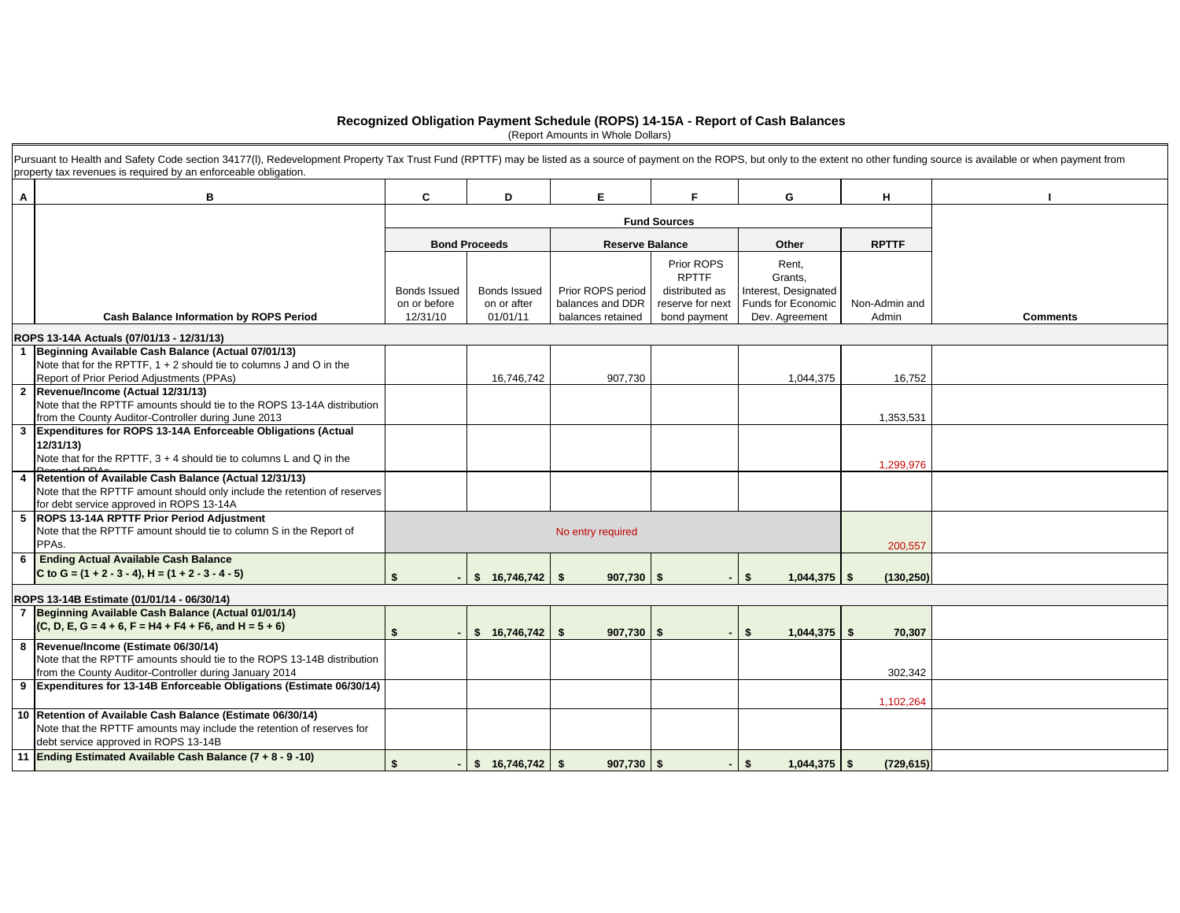# Recognized Obligation Payment Schedule (ROPS) 14-15A - Report of Cash Balances

(Report Amounts in Whole Dollars)

Pursuant to Health and Safety Code section 34177(l), Redevelopment Property Tax Trust Fund (RPTTF) may be listed as a source of payment on the ROPS, but only to the extent no other funding source is available or when payment from property tax revenues is required by an enforceable obligation.

| A | B | C | D | E | F | G | H | I |
|---|---|---|---|---|---|---|---|---|
| | | Fund Sources | | | | | | |
| | | Bond Proceeds | | Reserve Balance | | Other | RPTTF | |
| | Cash Balance Information by ROPS Period | Bonds Issued on or before 12/31/10 | Bonds Issued on or after 01/01/11 | Prior ROPS period balances and DDR balances retained | Prior ROPS RPTTF distributed as reserve for next bond payment | Rent, Grants, Interest, Designated Funds for Economic Dev. Agreement | Non-Admin and Admin | Comments |
| | **ROPS 13-14A Actuals (07/01/13 - 12/31/13)** | | | | | | | |
| 1 | **Beginning Available Cash Balance (Actual 07/01/13)** Note that for the RPTTF, 1 + 2 should tie to columns J and O in the Report of Prior Period Adjustments (PPAs) | | 16,746,742 | 907,730 | | 1,044,375 | 16,752 | |
| 2 | **Revenue/Income (Actual 12/31/13)** Note that the RPTTF amounts should tie to the ROPS 13-14A distribution from the County Auditor-Controller during June 2013 | | | | | | 1,353,531 | |
| 3 | **Expenditures for ROPS 13-14A Enforceable Obligations (Actual 12/31/13)** Note that for the RPTTF, 3 + 4 should tie to columns L and Q in the Report of PPAs | | | | | | 1,299,976 | |
| 4 | **Retention of Available Cash Balance (Actual 12/31/13)** Note that the RPTTF amount should only include the retention of reserves for debt service approved in ROPS 13-14A | | | | | | | |
| 5 | **ROPS 13-14A RPTTF Prior Period Adjustment** Note that the RPTTF amount should tie to column S in the Report of PPAs. | No entry required | | | | | 200,557 | |
| 6 | **Ending Actual Available Cash Balance C to G = (1 + 2 - 3 - 4), H = (1 + 2 - 3 - 4 - 5)** | **$ -** | **$ 16,746,742** | **$ 907,730** | **$ -** | **$ 1,044,375** | **$ (130,250)** | |
| | **ROPS 13-14B Estimate (01/01/14 - 06/30/14)** | | | | | | | |
| 7 | **Beginning Available Cash Balance (Actual 01/01/14) (C, D, E, G = 4 + 6, F = H4 + F4 + F6, and H = 5 + 6)** | **$ -** | **$ 16,746,742** | **$ 907,730** | **$ -** | **$ 1,044,375** | **$ 70,307** | |
| 8 | **Revenue/Income (Estimate 06/30/14)** Note that the RPTTF amounts should tie to the ROPS 13-14B distribution from the County Auditor-Controller during January 2014 | | | | | | 302,342 | |
| 9 | **Expenditures for 13-14B Enforceable Obligations (Estimate 06/30/14)** | | | | | | 1,102,264 | |
| 10 | **Retention of Available Cash Balance (Estimate 06/30/14)** Note that the RPTTF amounts may include the retention of reserves for debt service approved in ROPS 13-14B | | | | | | | |
| 11 | **Ending Estimated Available Cash Balance (7 + 8 - 9 -10)** | **$ -** | **$ 16,746,742** | **$ 907,730** | **$ -** | **$ 1,044,375** | **$ (729,615)** | |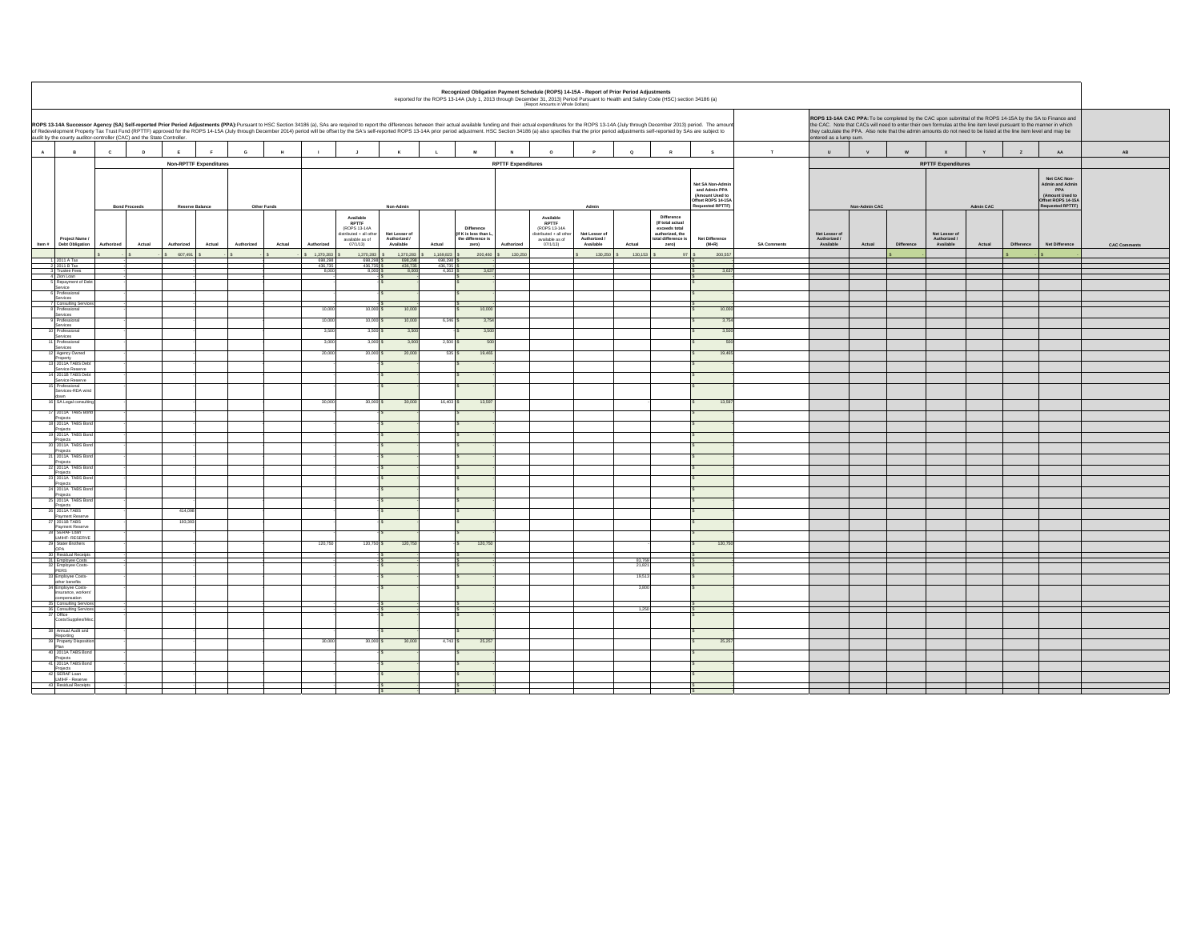# Recognized Obligation Payment Schedule (ROPS) 14-15A - Report of Prior Period Adjustments

Reported for the ROPS 13-14A (July 1, 2013 through December 31, 2013) Period Pursuant to Health and Safety Code (HSC) section 34186 (a)

(Report Amounts in Whole Dollars)

**ROPS 13-14A Successor Agency (SA) Self-reported Prior Period Adjustments (PPA):** Pursuant to HSC Section 34186 (a), SAs are required to report the differences between their actual available funding and their actual expenditures for the ROPS 13-14A (July through December 2013) period. The amount of Redevelopment Property Tax Trust Fund (RPTTF) approved for the ROPS 14-15A (July through December 2014) period will be offset by the SA's self-reported ROPS 13-14A prior period adjustment. HSC Section 34186 (a) also specifies that the prior period adjustments self-reported by SAs are subject to audit by the county auditor-controller (CAC) and the State Controller.

**ROPS 13-14A CAC PPA:** To be completed by the CAC upon submittal of the ROPS 14-15A by the SA to Finance and the CAC. Note that CACs will need to enter their own formulas at the line item level pursuant to the manner in which they calculate the PPA. Also note that the admin amounts do not need to be listed at the line item level and may be entered as a lump sum.

| A | B | C | D | E | F | G | H | I | J | K | L | M | N | O | P | Q | R | S | T | U | V | W | X | Y | Z | AA | AB |
|---|---|---|---|---|---|---|---|---|---|---|---|---|---|---|---|---|---|---|---|---|---|---|---|---|---|---|---|
| | | Non-RPTTF Expenditures | | | | | | RPTTF Expenditures | | | | | | | | | | | | RPTTF Expenditures | | | | | | | |
| | | Bond Proceeds | | Reserve Balance | | Other Funds | | Non-Admin | | | | | Admin | | | | | Net SA Non-Admin and Admin PPA (Amount Used to Offset ROPS 14-15A Requested RPTTF) | | Non-Admin CAC | | | Admin CAC | | | Net CAC Non-Admin and Admin PPA (Amount Used to Offset ROPS 14-15A Requested RPTTF) | |
| Item # | Project Name / Debt Obligation | Authorized | Actual | Authorized | Actual | Authorized | Actual | Authorized | Available RPTTF (ROPS 13-14A distributed + all other available as of 07/1/13) | Net Lesser of Authorized / Available | Actual | Difference (If K is less than L, the difference is zero) | Authorized | Available RPTTF (ROPS 13-14A distributed + all other available as of 07/1/13) | Net Lesser of Authorized / Available | Actual | Difference (If total actual exceeds total authorized, the total difference is zero) | Net Difference (M+R) | SA Comments | Net Lesser of Authorized / Available | Actual | Difference | Net Lesser of Authorized / Available | Actual | Difference | Net Difference | CAC Comments |
| | | $ - | $ - | $ 607,491 | $ - | $ - | $ - | $ 1,370,283 | $ 1,370,283 | $ 1,370,283 | $ 1,169,823 | $ 200,460 | $ 130,250 | | $ 130,250 | $ 130,153 | $ 97 | $ 200,557 | | | | $ - | | | $ - | $ - | |
| 1 | 2011 A Tax | | | | | | | 698,298 | 698,298 | $ 698,298 | 698,298 | $ - | | | | | | $ - | | | | | | | | | |
| 2 | 2011 B Tax | | | | | | | 436,735 | 436,735 | $ 436,735 | 436,735 | $ - | | | | | | $ - | | | | | | | | | |
| 3 | Trustee Fees | | | | | | | 8,000 | 8,000 | $ 8,000 | 4,363 | $ 3,637 | | | | | | $ 3,637 | | | | | | | | | |
| 4 | Zion Loan | | | | | | | - | - | $ - | - | $ - | | | | | | $ - | | | | | | | | | |
| 5 | Repayment of Debt Service | | | | | | | - | - | $ - | - | $ - | | | | | | $ - | | | | | | | | | |
| 6 | Professional Services | | | | | | | - | - | $ - | - | $ - | | | | | | $ - | | | | | | | | | |
| 7 | Consulting Services | | | | | | | - | - | $ - | - | $ - | | | | | | $ - | | | | | | | | | |
| 8 | Professional Services | | | | | | | 10,000 | 10,000 | $ 10,000 | - | $ 10,000 | | | | | | $ 10,000 | | | | | | | | | |
| 9 | Professional Services | | | | | | | 10,000 | 10,000 | $ 10,000 | 6,246 | $ 3,754 | | | | | | $ 3,754 | | | | | | | | | |
| 10 | Professional Services | | | | | | | 3,500 | 3,500 | $ 3,500 | - | $ 3,500 | | | | | | $ 3,500 | | | | | | | | | |
| 11 | Professional Services | | | | | | | 3,000 | 3,000 | $ 3,000 | 2,500 | $ 500 | | | | | | $ 500 | | | | | | | | | |
| 12 | Agency Owned Property | | | | | | | 20,000 | 20,000 | $ 20,000 | 535 | $ 19,465 | | | | | | $ 19,465 | | | | | | | | | |
| 13 | 2011A TABS Debt Service Reserve | | | | | | | - | - | $ - | - | $ - | | | | | | $ - | | | | | | | | | |
| 14 | 2011B TABS Debt Service Reserve | | | | | | | - | - | $ - | - | $ - | | | | | | $ - | | | | | | | | | |
| 15 | Professional Services-RDA wind down | | | | | | | - | - | $ - | - | $ - | | | | | | $ - | | | | | | | | | |
| 16 | SA Legal consulting | | | | | | | 30,000 | 30,000 | $ 30,000 | 16,403 | $ 13,597 | | | | - | | $ 13,597 | | | | | | | | | |
| 17 | 2011A TABS Bond Projects | | | | | | | - | - | $ - | - | $ - | | | | | | $ - | | | | | | | | | |
| 18 | 2011A TABS Bond Projects | | | | | | | - | - | $ - | - | $ - | | | | | | $ - | | | | | | | | | |
| 19 | 2011A TABS Bond Projects | | | | | | | - | - | $ - | - | $ - | | | | | | $ - | | | | | | | | | |
| 20 | 2011A TABS Bond Projects | | | | | | | - | - | $ - | - | $ - | | | | | | $ - | | | | | | | | | |
| 21 | 2011A TABS Bond Projects | | | | | | | - | - | $ - | - | $ - | | | | | | $ - | | | | | | | | | |
| 22 | 2011A TABS Bond Projects | | | | | | | - | - | $ - | - | $ - | | | | | | $ - | | | | | | | | | |
| 23 | 2011A TABS Bond Projects | | | | | | | - | - | $ - | - | $ - | | | | | | $ - | | | | | | | | | |
| 24 | 2011A TABS Bond Projects | | | | | | | - | - | $ - | - | $ - | | | | | | $ - | | | | | | | | | |
| 25 | 2011A TABS Bond Projects | | | | | | | - | - | $ - | - | $ - | | | | | | $ - | | | | | | | | | |
| 26 | 2011A TABS Payment Reserve | | | 414,098 | | | | - | - | $ - | - | $ - | | | | | | $ - | | | | | | | | | |
| 27 | 2011B TABS Payment Reserve | | | 193,393 | | | | - | - | $ - | - | $ - | | | | | | $ - | | | | | | | | | |
| 28 | SERAF Loan LMIHF- RESERVE | | | | | | | - | - | $ - | - | $ - | | | | | | $ - | | | | | | | | | |
| 29 | Stater Brothers DPA | | | | | | | 120,750 | 120,750 | $ 120,750 | - | $ 120,750 | | | | | | $ 120,750 | | | | | | | | | |
| 30 | Residual Receipts | | | | | | | - | - | $ - | - | $ - | | | | | | $ - | | | | | | | | | |
| 31 | Employee Costs | | | | | | | - | - | $ - | - | $ - | | | | 83,769 | | $ - | | | | | | | | | |
| 32 | Employee Costs-PERS | | | | | | | - | - | $ - | - | $ - | | | | 21,821 | | $ - | | | | | | | | | |
| 33 | Employee Costs-other benefits | | | | | | | - | - | $ - | - | $ - | | | | 19,513 | | $ - | | | | | | | | | |
| 34 | Employee Costs-insurance, workers' compensation | | | | | | | - | - | $ - | - | $ - | | | | 3,800 | | $ - | | | | | | | | | |
| 35 | Consulting Services | | | | | | | - | - | $ - | - | $ - | | | | | | $ - | | | | | | | | | |
| 36 | Consulting Services | | | | | | | - | - | $ - | - | $ - | | | | 1,250 | | $ - | | | | | | | | | |
| 37 | Office Costs/Supplies/Misc. | | | | | | | - | - | $ - | - | $ - | | | | | | $ - | | | | | | | | | |
| 38 | Annual Audit and Reporting | | | | | | | - | - | $ - | - | $ - | | | | | | $ - | | | | | | | | | |
| 39 | Property Disposition Plan | | | | | | | 30,000 | 30,000 | $ 30,000 | 4,743 | $ 25,257 | | | | | | $ 25,257 | | | | | | | | | |
| 40 | 2011A TABS Bond Projects | | | | | | | - | - | $ - | - | $ - | | | | | | $ - | | | | | | | | | |
| 41 | 2011A TABS Bond Projects | | | | | | | - | - | $ - | - | $ - | | | | | | $ - | | | | | | | | | |
| 42 | SERAF Loan LMIHF - Reserve | | | | | | | - | - | $ - | - | $ - | | | | | | $ - | | | | | | | | | |
| 43 | Residual Receipts | | | | | | | - | - | $ - | - | $ - | | | | | | $ - | | | | | | | | | |
| | | | | | | | | | | $ - | | $ - | | | | | | $ - | | | | | | | | | |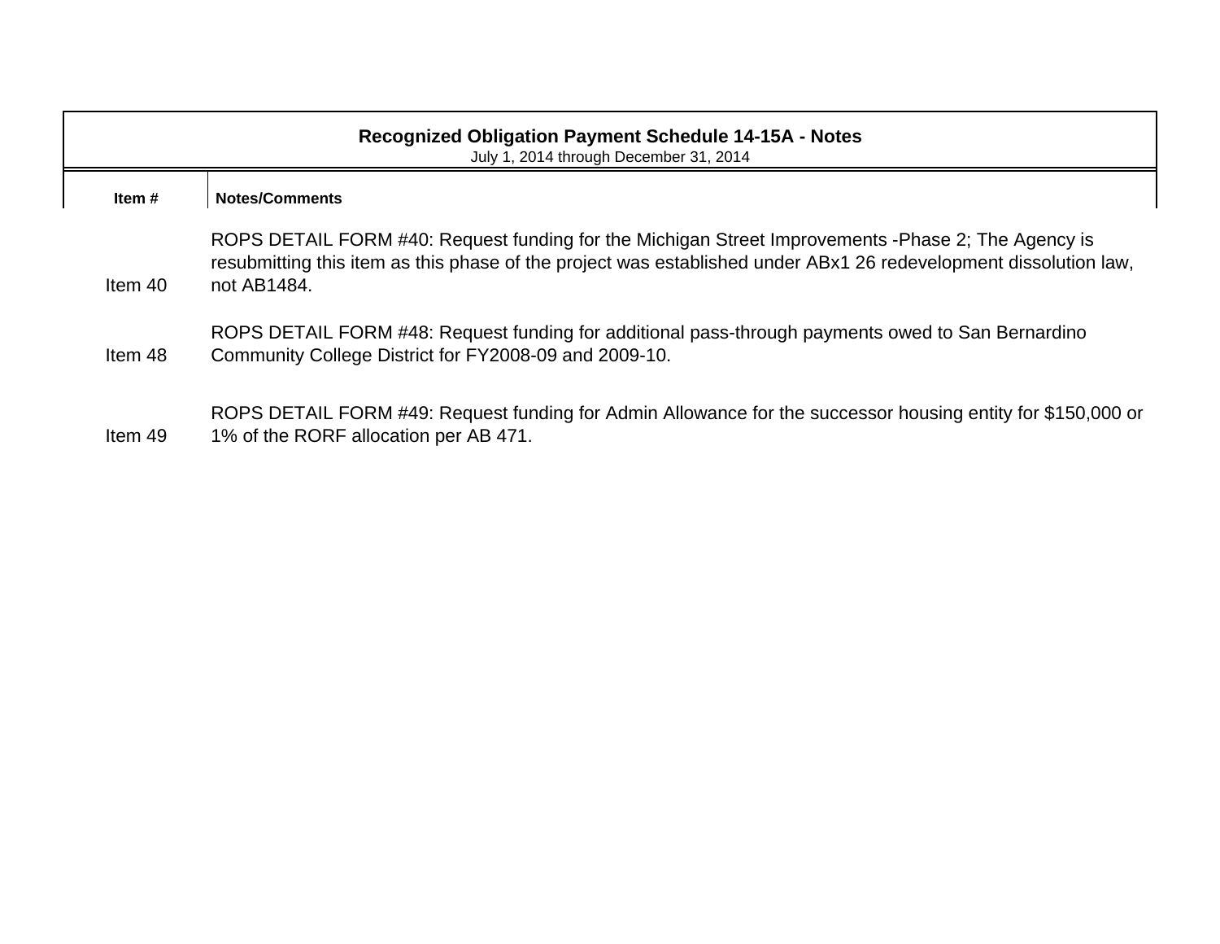**Recognized Obligation Payment Schedule 14-15A - Notes**

July 1, 2014 through December 31, 2014

| Item # | Notes/Comments |
|---|---|
| Item 40 | ROPS DETAIL FORM #40: Request funding for the Michigan Street Improvements -Phase 2; The Agency is resubmitting this item as this phase of the project was established under ABx1 26 redevelopment dissolution law, not AB1484. |
| Item 48 | ROPS DETAIL FORM #48: Request funding for additional pass-through payments owed to San Bernardino Community College District for FY2008-09 and 2009-10. |
| Item 49 | ROPS DETAIL FORM #49: Request funding for Admin Allowance for the successor housing entity for $150,000 or 1% of the RORF allocation per AB 471. |